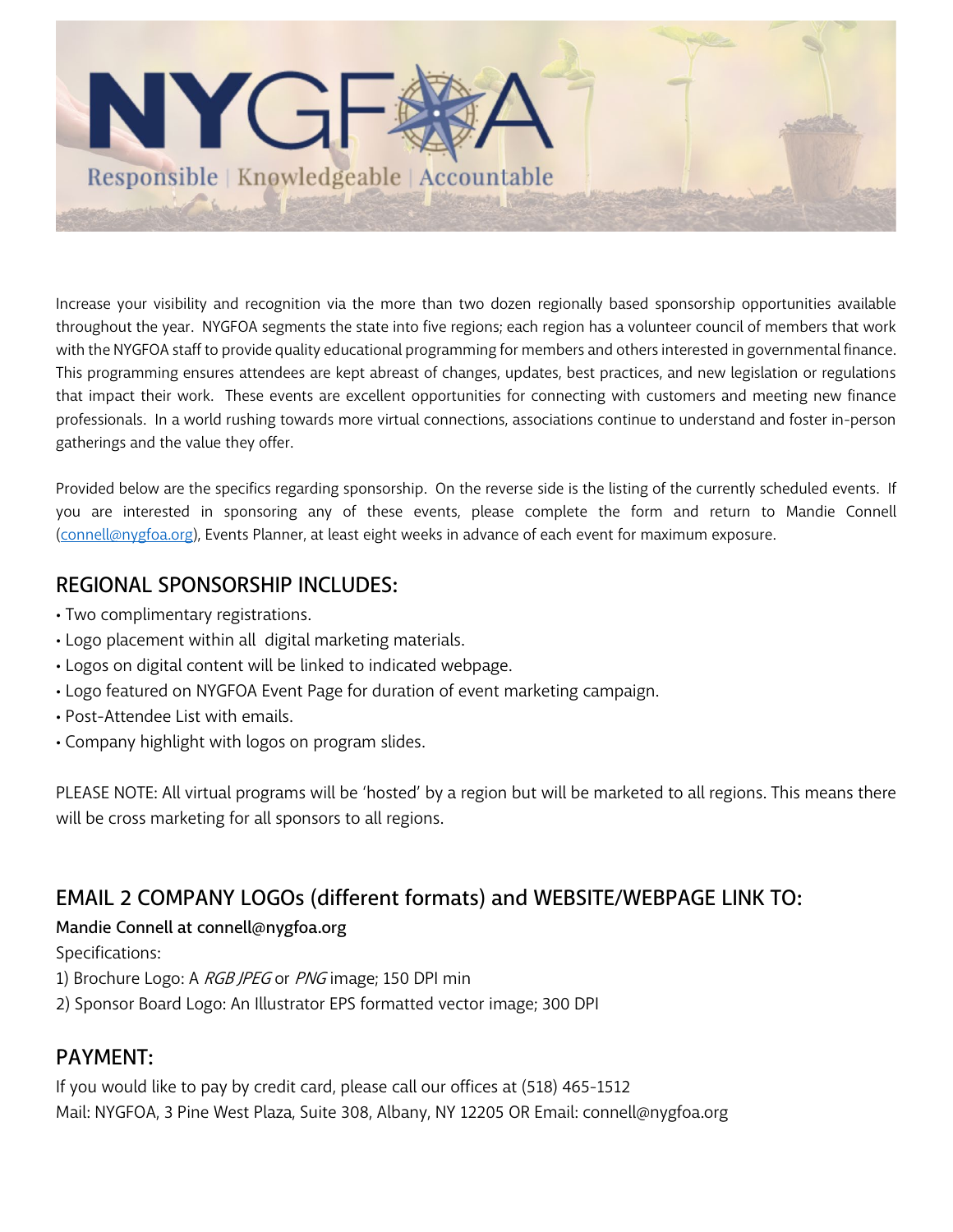# NYGFOA

Responsible | Knowledgeable | Accountable

Increase your visibility and recognition via the more than two dozen regionally based sponsorship opportunities available throughout the year. NYGFOA segments the state into five regions; each region has a volunteer council of members that work with the NYGFOA staff to provide quality educational programming for members and others interested in governmental finance. This programming ensures attendees are kept abreast of changes, updates, best practices, and new legislation or regulations that impact their work. These events are excellent opportunities for connecting with customers and meeting new finance professionals. In a world rushing towards more virtual connections, associations continue to understand and foster in-person gatherings and the value they offer.

Provided below are the specifics regarding sponsorship. On the reverse side is the listing of the currently scheduled events. If you are interested in sponsoring any of these events, please complete the form and return to Mandie Connell (connell@nygfoa.org), Events Planner, at least eight weeks in advance of each event for maximum exposure.

## REGIONAL SPONSORSHIP INCLUDES:

- Two complimentary registrations.
- Logo placement within all digital marketing materials.
- Logos on digital content will be linked to indicated webpage.
- Logo featured on NYGFOA Event Page for duration of event marketing campaign.
- Post-Attendee List with emails.
- Company highlight with logos on program slides.

PLEASE NOTE: All virtual programs will be 'hosted' by a region but will be marketed to all regions. This means there will be cross marketing for all sponsors to all regions.

## EMAIL 2 COMPANY LOGOs (different formats) and WEBSITE/WEBPAGE LINK TO:

Mandie Connell at connell@nygfoa.org

Specifications:

1) Brochure Logo: A *RGB JPEG* or *PNG* image; 150 DPI min
2) Sponsor Board Logo: An Illustrator EPS formatted vector image; 300 DPI

## PAYMENT:

If you would like to pay by credit card, please call our offices at (518) 465-1512

Mail: NYGFOA, 3 Pine West Plaza, Suite 308, Albany, NY 12205 OR Email: connell@nygfoa.org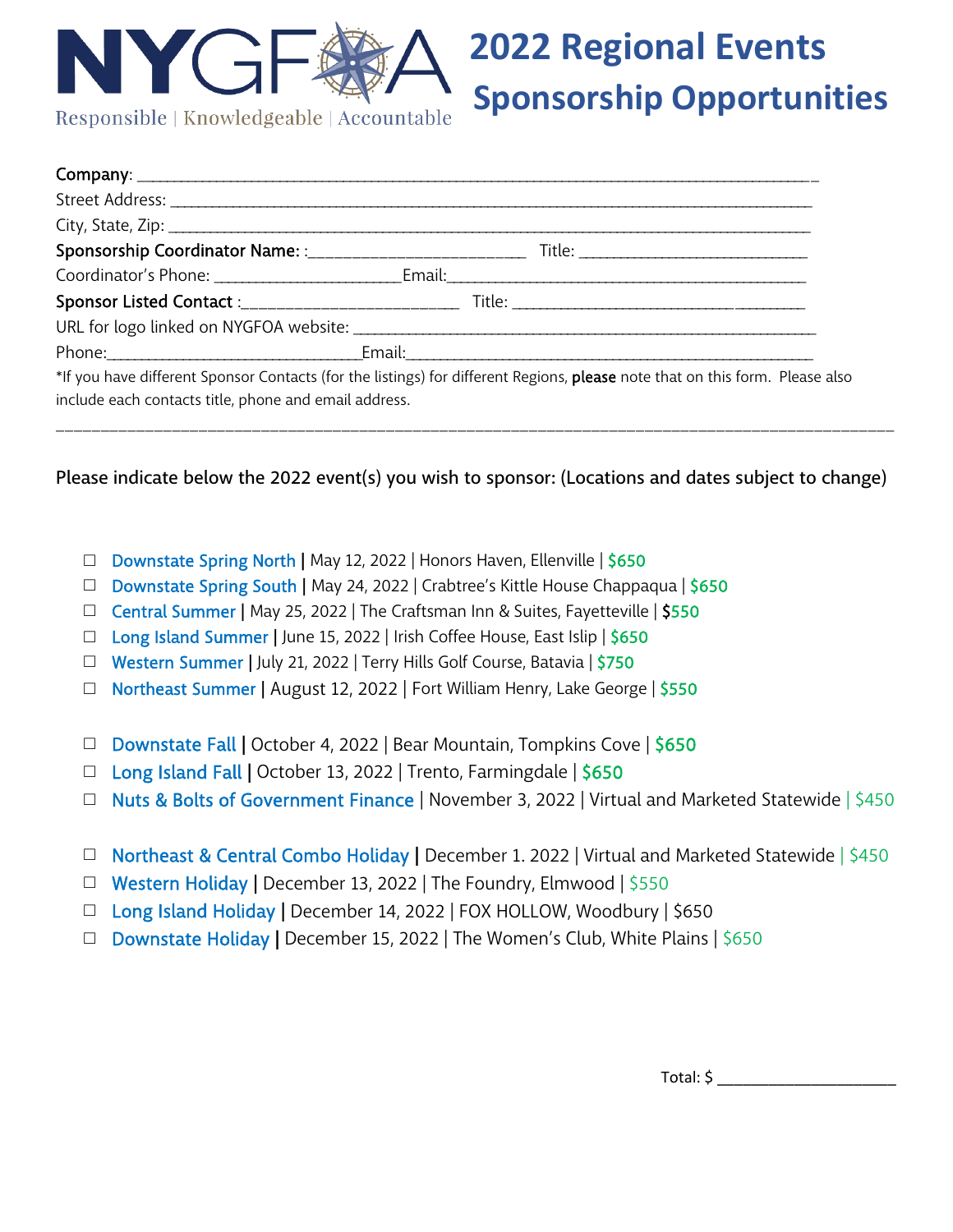NYGFOA
Responsible | Knowledgeable | Accountable

# 2022 Regional Events Sponsorship Opportunities

Company: ___________________________________________________________________________
Street Address: ______________________________________________________________________
City, State, Zip: ______________________________________________________________________
Sponsorship Coordinator Name: :________________________ Title: __________________________
Coordinator's Phone: ______________________Email:____________________________________________
Sponsor Listed Contact :________________________ Title: ___________________________________
URL for logo linked on NYGFOA website: _______________________________________________________
Phone:______________________________Email:_________________________________________________

*If you have different Sponsor Contacts (for the listings) for different Regions, **please** note that on this form. Please also include each contacts title, phone and email address.

---

Please indicate below the 2022 event(s) you wish to sponsor: (Locations and dates subject to change)

- ☐ Downstate Spring North | May 12, 2022 | Honors Haven, Ellenville | $650
- ☐ Downstate Spring South | May 24, 2022 | Crabtree's Kittle House Chappaqua | $650
- ☐ Central Summer | May 25, 2022 | The Craftsman Inn & Suites, Fayetteville | $550
- ☐ Long Island Summer | June 15, 2022 | Irish Coffee House, East Islip | $650
- ☐ Western Summer | July 21, 2022 | Terry Hills Golf Course, Batavia | $750
- ☐ Northeast Summer | August 12, 2022 | Fort William Henry, Lake George | $550

- ☐ Downstate Fall | October 4, 2022 | Bear Mountain, Tompkins Cove | $650
- ☐ Long Island Fall | October 13, 2022 | Trento, Farmingdale | $650
- ☐ Nuts & Bolts of Government Finance | November 3, 2022 | Virtual and Marketed Statewide | $450

- ☐ Northeast & Central Combo Holiday | December 1. 2022 | Virtual and Marketed Statewide | $450
- ☐ Western Holiday | December 13, 2022 | The Foundry, Elmwood | $550
- ☐ Long Island Holiday | December 14, 2022 | FOX HOLLOW, Woodbury | $650
- ☐ Downstate Holiday | December 15, 2022 | The Women's Club, White Plains | $650

Total: $ ____________________